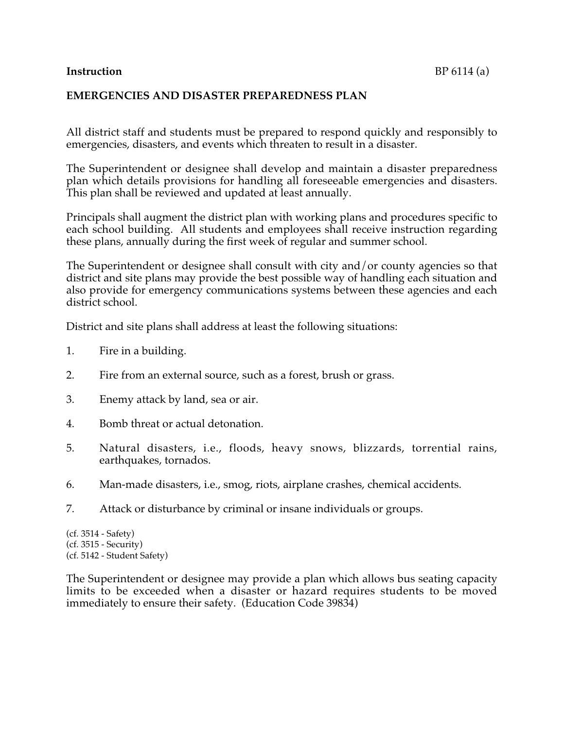**Instruction** BP 6114 (a)

## EMERGENCIES AND DISASTER PREPAREDNESS PLAN

All district staff and students must be prepared to respond quickly and responsibly to emergencies, disasters, and events which threaten to result in a disaster.

The Superintendent or designee shall develop and maintain a disaster preparedness plan which details provisions for handling all foreseeable emergencies and disasters. This plan shall be reviewed and updated at least annually.

Principals shall augment the district plan with working plans and procedures specific to each school building. All students and employees shall receive instruction regarding these plans, annually during the first week of regular and summer school.

The Superintendent or designee shall consult with city and/or county agencies so that district and site plans may provide the best possible way of handling each situation and also provide for emergency communications systems between these agencies and each district school.

District and site plans shall address at least the following situations:

1. Fire in a building.
2. Fire from an external source, such as a forest, brush or grass.
3. Enemy attack by land, sea or air.
4. Bomb threat or actual detonation.
5. Natural disasters, i.e., floods, heavy snows, blizzards, torrential rains, earthquakes, tornados.
6. Man-made disasters, i.e., smog, riots, airplane crashes, chemical accidents.
7. Attack or disturbance by criminal or insane individuals or groups.

(cf. 3514 - Safety)
(cf. 3515 - Security)
(cf. 5142 - Student Safety)

The Superintendent or designee may provide a plan which allows bus seating capacity limits to be exceeded when a disaster or hazard requires students to be moved immediately to ensure their safety. (Education Code 39834)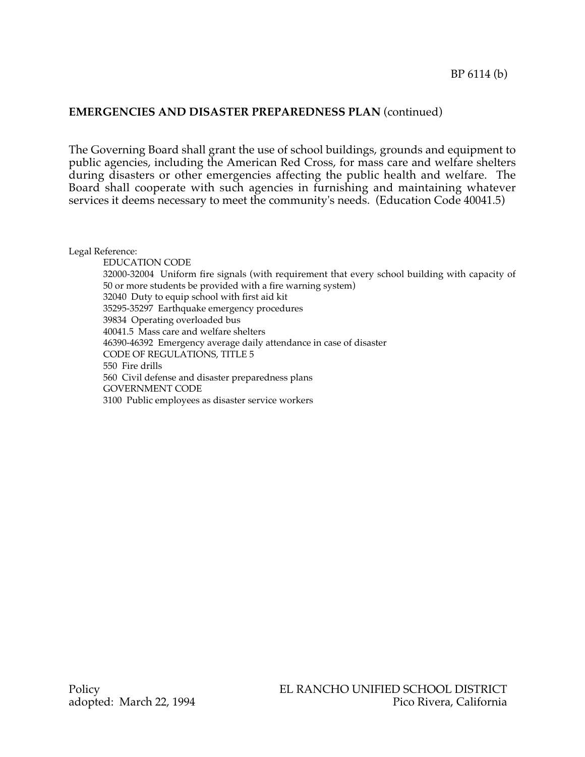## EMERGENCIES AND DISASTER PREPAREDNESS PLAN (continued)

The Governing Board shall grant the use of school buildings, grounds and equipment to public agencies, including the American Red Cross, for mass care and welfare shelters during disasters or other emergencies affecting the public health and welfare. The Board shall cooperate with such agencies in furnishing and maintaining whatever services it deems necessary to meet the community's needs. (Education Code 40041.5)

Legal Reference:

EDUCATION CODE
32000-32004 Uniform fire signals (with requirement that every school building with capacity of 50 or more students be provided with a fire warning system)
32040 Duty to equip school with first aid kit
35295-35297 Earthquake emergency procedures
39834 Operating overloaded bus
40041.5 Mass care and welfare shelters
46390-46392 Emergency average daily attendance in case of disaster
CODE OF REGULATIONS, TITLE 5
550 Fire drills
560 Civil defense and disaster preparedness plans
GOVERNMENT CODE
3100 Public employees as disaster service workers

Policy
adopted: March 22, 1994

EL RANCHO UNIFIED SCHOOL DISTRICT
Pico Rivera, California